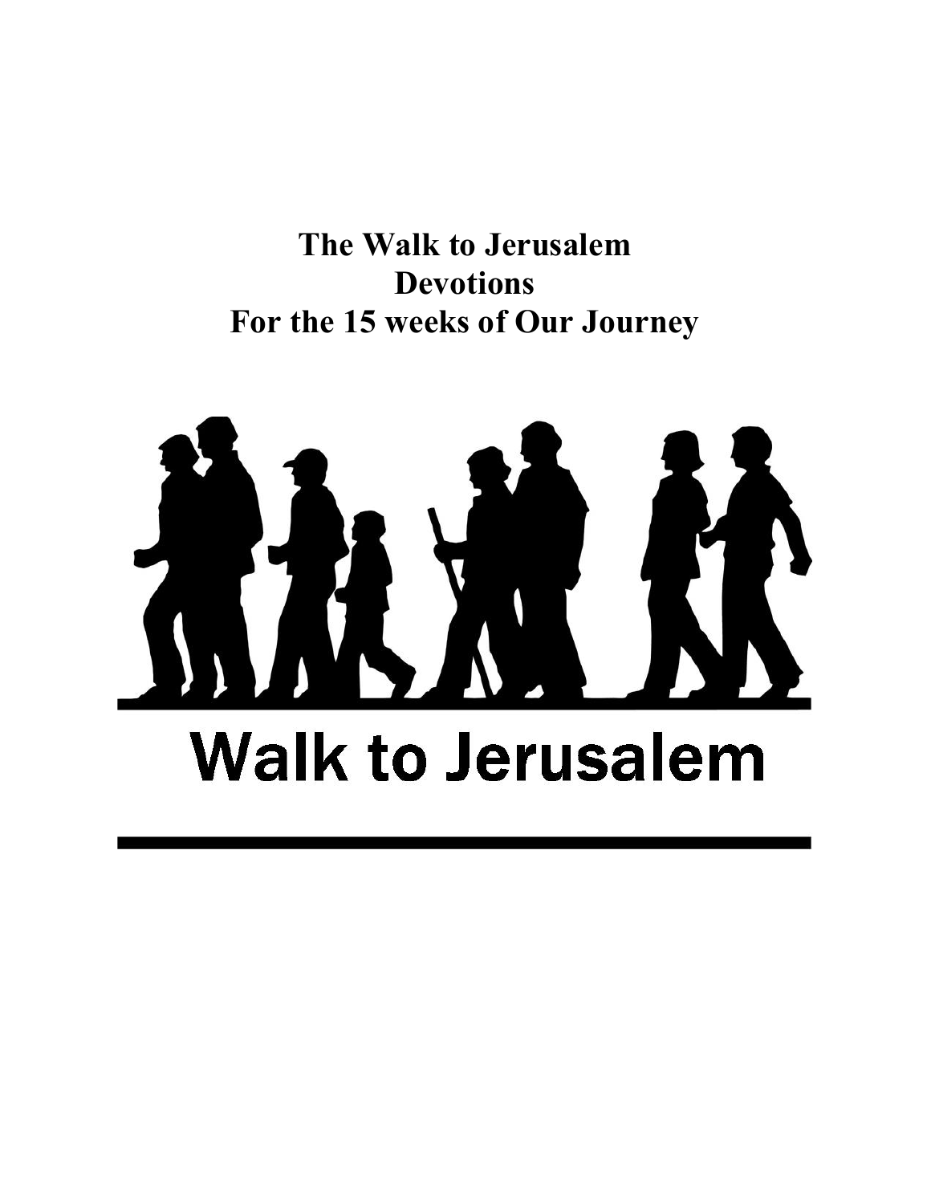# The Walk to Jerusalem
# Devotions
# For the 15 weeks of Our Journey

Walk to Jerusalem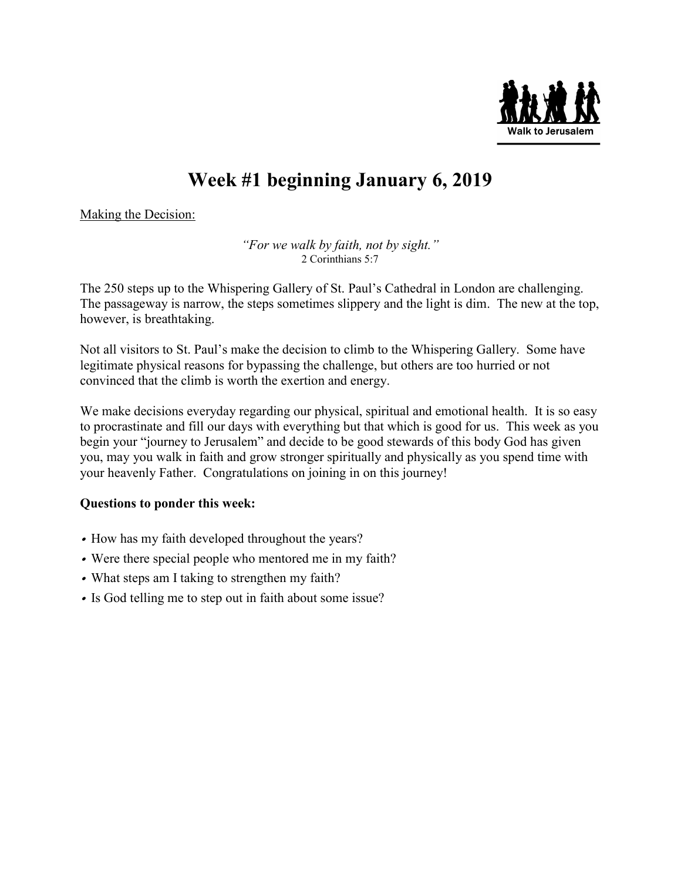Walk to Jerusalem

# Week #1 beginning January 6, 2019

Making the Decision:

*"For we walk by faith, not by sight."*
2 Corinthians 5:7

The 250 steps up to the Whispering Gallery of St. Paul's Cathedral in London are challenging. The passageway is narrow, the steps sometimes slippery and the light is dim. The new at the top, however, is breathtaking.

Not all visitors to St. Paul's make the decision to climb to the Whispering Gallery. Some have legitimate physical reasons for bypassing the challenge, but others are too hurried or not convinced that the climb is worth the exertion and energy.

We make decisions everyday regarding our physical, spiritual and emotional health. It is so easy to procrastinate and fill our days with everything but that which is good for us. This week as you begin your "journey to Jerusalem" and decide to be good stewards of this body God has given you, may you walk in faith and grow stronger spiritually and physically as you spend time with your heavenly Father. Congratulations on joining in on this journey!

**Questions to ponder this week:**

- How has my faith developed throughout the years?
- Were there special people who mentored me in my faith?
- What steps am I taking to strengthen my faith?
- Is God telling me to step out in faith about some issue?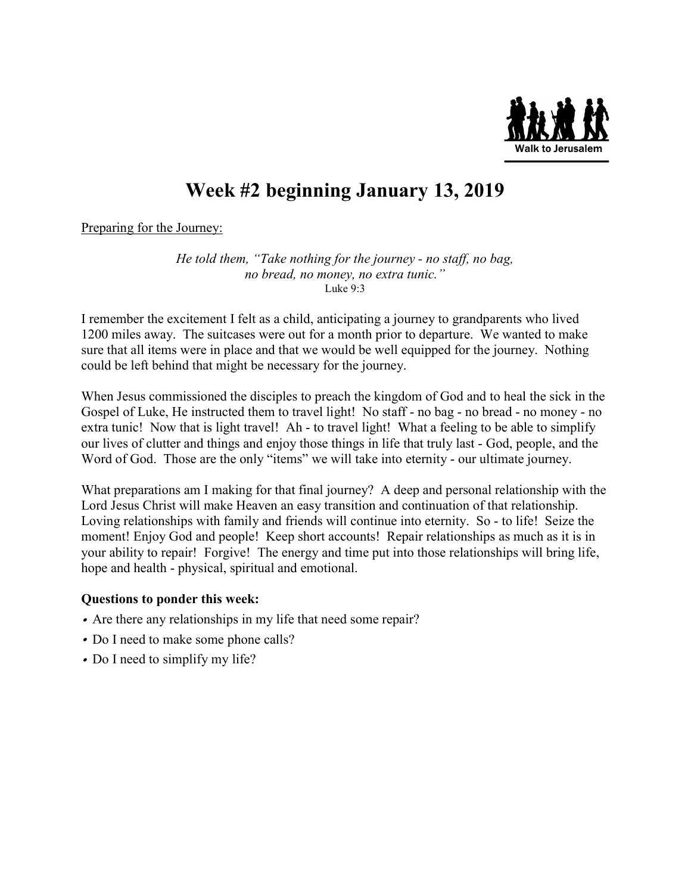# Week #2 beginning January 13, 2019

Preparing for the Journey:

*He told them, "Take nothing for the journey - no staff, no bag, no bread, no money, no extra tunic."*
Luke 9:3

I remember the excitement I felt as a child, anticipating a journey to grandparents who lived 1200 miles away. The suitcases were out for a month prior to departure. We wanted to make sure that all items were in place and that we would be well equipped for the journey. Nothing could be left behind that might be necessary for the journey.

When Jesus commissioned the disciples to preach the kingdom of God and to heal the sick in the Gospel of Luke, He instructed them to travel light! No staff - no bag - no bread - no money - no extra tunic! Now that is light travel! Ah - to travel light! What a feeling to be able to simplify our lives of clutter and things and enjoy those things in life that truly last - God, people, and the Word of God. Those are the only "items" we will take into eternity - our ultimate journey.

What preparations am I making for that final journey? A deep and personal relationship with the Lord Jesus Christ will make Heaven an easy transition and continuation of that relationship. Loving relationships with family and friends will continue into eternity. So - to life! Seize the moment! Enjoy God and people! Keep short accounts! Repair relationships as much as it is in your ability to repair! Forgive! The energy and time put into those relationships will bring life, hope and health - physical, spiritual and emotional.

**Questions to ponder this week:**

- Are there any relationships in my life that need some repair?
- Do I need to make some phone calls?
- Do I need to simplify my life?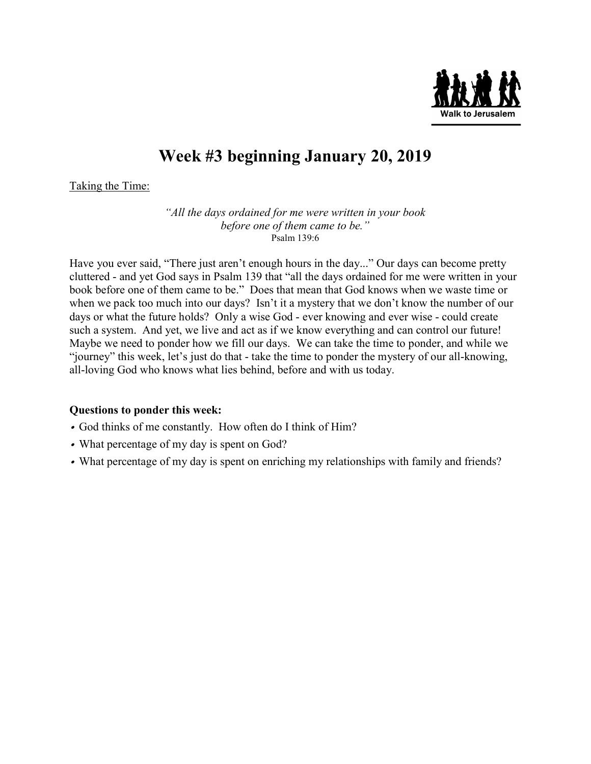Walk to Jerusalem

# Week #3 beginning January 20, 2019

Taking the Time:

*"All the days ordained for me were written in your book*
*before one of them came to be."*
Psalm 139:6

Have you ever said, "There just aren't enough hours in the day..." Our days can become pretty cluttered - and yet God says in Psalm 139 that "all the days ordained for me were written in your book before one of them came to be." Does that mean that God knows when we waste time or when we pack too much into our days? Isn't it a mystery that we don't know the number of our days or what the future holds? Only a wise God - ever knowing and ever wise - could create such a system. And yet, we live and act as if we know everything and can control our future! Maybe we need to ponder how we fill our days. We can take the time to ponder, and while we "journey" this week, let's just do that - take the time to ponder the mystery of our all-knowing, all-loving God who knows what lies behind, before and with us today.

**Questions to ponder this week:**

- God thinks of me constantly. How often do I think of Him?
- What percentage of my day is spent on God?
- What percentage of my day is spent on enriching my relationships with family and friends?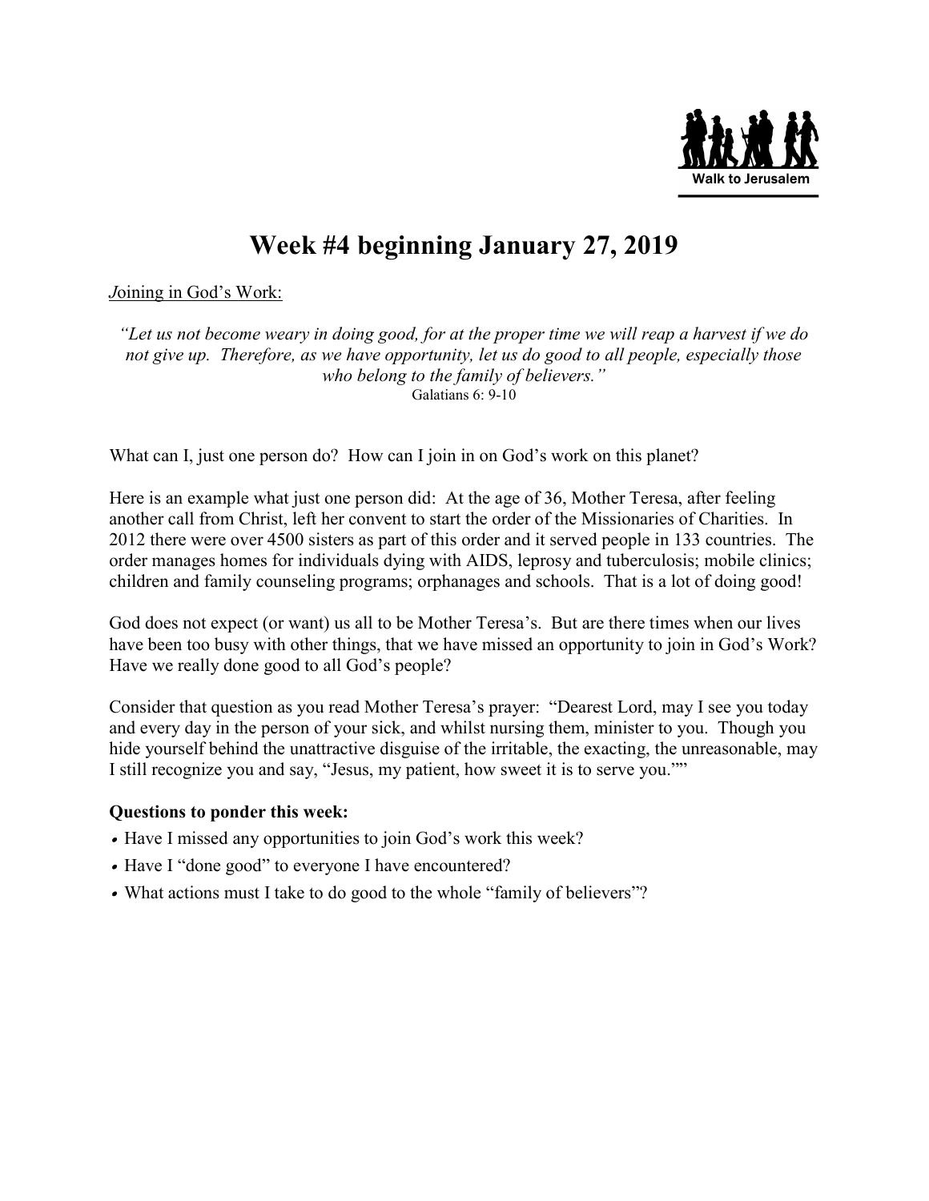Walk to Jerusalem

# Week #4 beginning January 27, 2019

Joining in God's Work:

*"Let us not become weary in doing good, for at the proper time we will reap a harvest if we do not give up. Therefore, as we have opportunity, let us do good to all people, especially those who belong to the family of believers."*
Galatians 6: 9-10

What can I, just one person do? How can I join in on God's work on this planet?

Here is an example what just one person did: At the age of 36, Mother Teresa, after feeling another call from Christ, left her convent to start the order of the Missionaries of Charities. In 2012 there were over 4500 sisters as part of this order and it served people in 133 countries. The order manages homes for individuals dying with AIDS, leprosy and tuberculosis; mobile clinics; children and family counseling programs; orphanages and schools. That is a lot of doing good!

God does not expect (or want) us all to be Mother Teresa's. But are there times when our lives have been too busy with other things, that we have missed an opportunity to join in God's Work? Have we really done good to all God's people?

Consider that question as you read Mother Teresa's prayer: "Dearest Lord, may I see you today and every day in the person of your sick, and whilst nursing them, minister to you. Though you hide yourself behind the unattractive disguise of the irritable, the exacting, the unreasonable, may I still recognize you and say, "Jesus, my patient, how sweet it is to serve you.""

**Questions to ponder this week:**

- Have I missed any opportunities to join God's work this week?
- Have I "done good" to everyone I have encountered?
- What actions must I take to do good to the whole "family of believers"?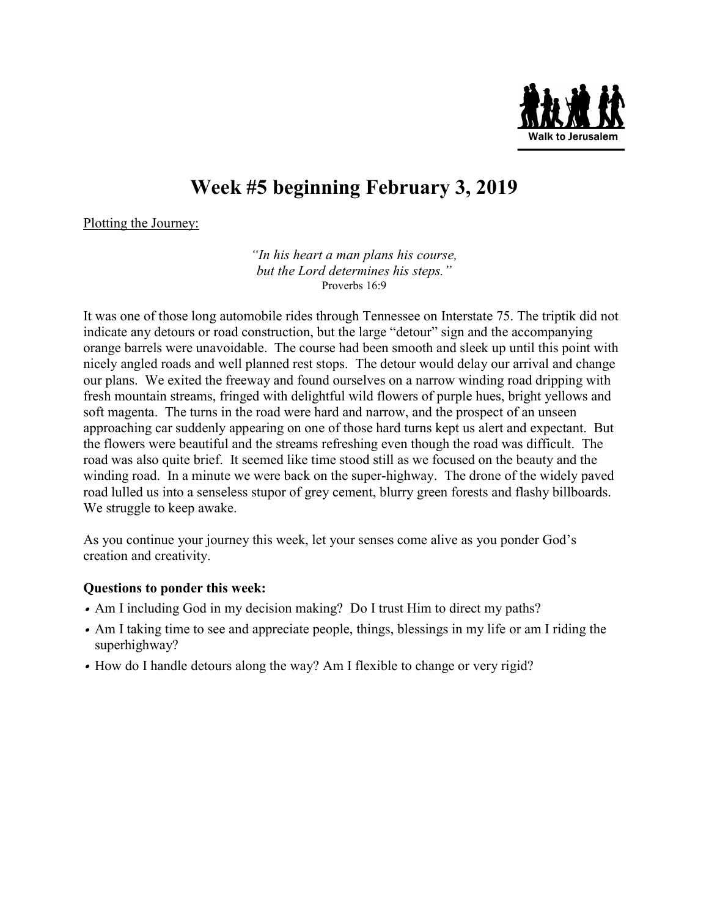Walk to Jerusalem

# Week #5 beginning February 3, 2019

Plotting the Journey:

*"In his heart a man plans his course,*
*but the Lord determines his steps."*
Proverbs 16:9

It was one of those long automobile rides through Tennessee on Interstate 75. The triptik did not indicate any detours or road construction, but the large "detour" sign and the accompanying orange barrels were unavoidable. The course had been smooth and sleek up until this point with nicely angled roads and well planned rest stops. The detour would delay our arrival and change our plans. We exited the freeway and found ourselves on a narrow winding road dripping with fresh mountain streams, fringed with delightful wild flowers of purple hues, bright yellows and soft magenta. The turns in the road were hard and narrow, and the prospect of an unseen approaching car suddenly appearing on one of those hard turns kept us alert and expectant. But the flowers were beautiful and the streams refreshing even though the road was difficult. The road was also quite brief. It seemed like time stood still as we focused on the beauty and the winding road. In a minute we were back on the super-highway. The drone of the widely paved road lulled us into a senseless stupor of grey cement, blurry green forests and flashy billboards. We struggle to keep awake.

As you continue your journey this week, let your senses come alive as you ponder God's creation and creativity.

**Questions to ponder this week:**

- Am I including God in my decision making? Do I trust Him to direct my paths?
- Am I taking time to see and appreciate people, things, blessings in my life or am I riding the superhighway?
- How do I handle detours along the way? Am I flexible to change or very rigid?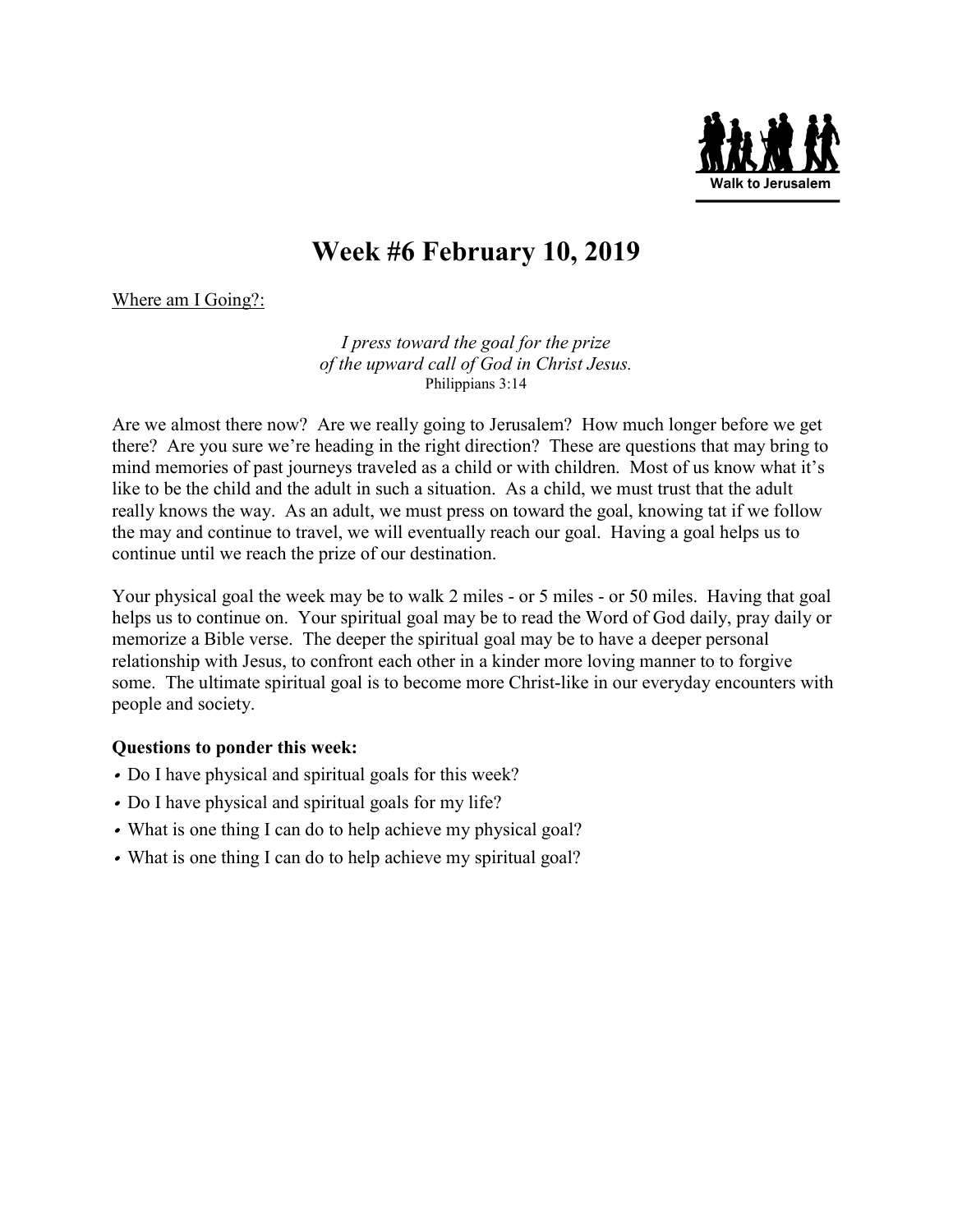Walk to Jerusalem

# Week #6 February 10, 2019

Where am I Going?:

*I press toward the goal for the prize*
*of the upward call of God in Christ Jesus.*
Philippians 3:14

Are we almost there now? Are we really going to Jerusalem? How much longer before we get there? Are you sure we're heading in the right direction? These are questions that may bring to mind memories of past journeys traveled as a child or with children. Most of us know what it's like to be the child and the adult in such a situation. As a child, we must trust that the adult really knows the way. As an adult, we must press on toward the goal, knowing tat if we follow the may and continue to travel, we will eventually reach our goal. Having a goal helps us to continue until we reach the prize of our destination.

Your physical goal the week may be to walk 2 miles - or 5 miles - or 50 miles. Having that goal helps us to continue on. Your spiritual goal may be to read the Word of God daily, pray daily or memorize a Bible verse. The deeper the spiritual goal may be to have a deeper personal relationship with Jesus, to confront each other in a kinder more loving manner to to forgive some. The ultimate spiritual goal is to become more Christ-like in our everyday encounters with people and society.

**Questions to ponder this week:**

- Do I have physical and spiritual goals for this week?
- Do I have physical and spiritual goals for my life?
- What is one thing I can do to help achieve my physical goal?
- What is one thing I can do to help achieve my spiritual goal?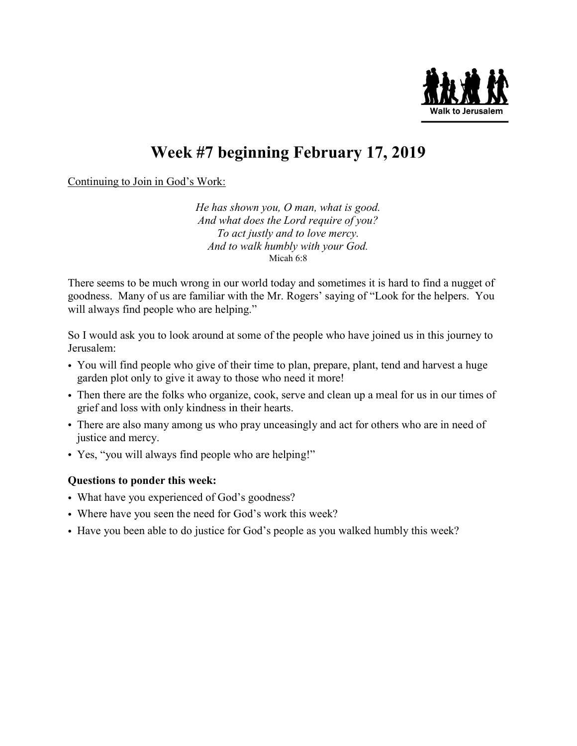Walk to Jerusalem

# Week #7 beginning February 17, 2019

Continuing to Join in God's Work:

*He has shown you, O man, what is good.*
*And what does the Lord require of you?*
*To act justly and to love mercy.*
*And to walk humbly with your God.*
Micah 6:8

There seems to be much wrong in our world today and sometimes it is hard to find a nugget of goodness. Many of us are familiar with the Mr. Rogers' saying of "Look for the helpers. You will always find people who are helping."

So I would ask you to look around at some of the people who have joined us in this journey to Jerusalem:

- You will find people who give of their time to plan, prepare, plant, tend and harvest a huge garden plot only to give it away to those who need it more!
- Then there are the folks who organize, cook, serve and clean up a meal for us in our times of grief and loss with only kindness in their hearts.
- There are also many among us who pray unceasingly and act for others who are in need of justice and mercy.
- Yes, "you will always find people who are helping!"

**Questions to ponder this week:**

- What have you experienced of God's goodness?
- Where have you seen the need for God's work this week?
- Have you been able to do justice for God's people as you walked humbly this week?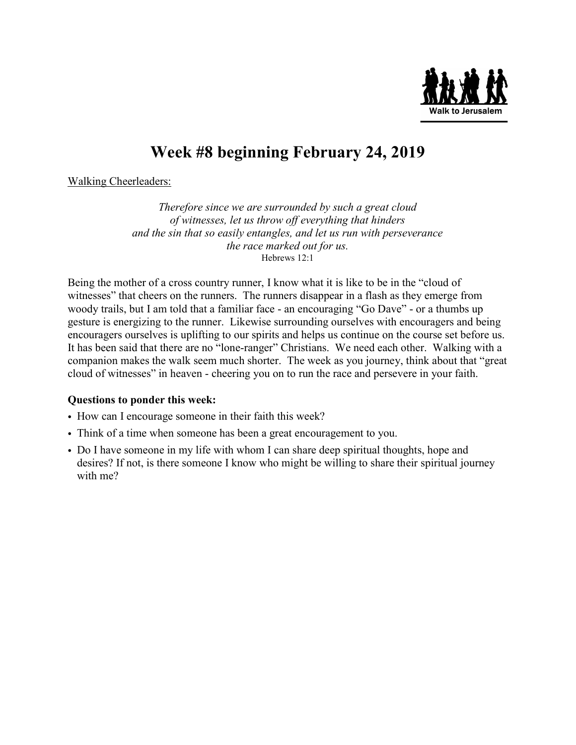Walk to Jerusalem

# Week #8 beginning February 24, 2019

Walking Cheerleaders:

*Therefore since we are surrounded by such a great cloud*
*of witnesses, let us throw off everything that hinders*
*and the sin that so easily entangles, and let us run with perseverance*
*the race marked out for us.*
Hebrews 12:1

Being the mother of a cross country runner, I know what it is like to be in the "cloud of witnesses" that cheers on the runners. The runners disappear in a flash as they emerge from woody trails, but I am told that a familiar face - an encouraging "Go Dave" - or a thumbs up gesture is energizing to the runner. Likewise surrounding ourselves with encouragers and being encouragers ourselves is uplifting to our spirits and helps us continue on the course set before us. It has been said that there are no "lone-ranger" Christians. We need each other. Walking with a companion makes the walk seem much shorter. The week as you journey, think about that "great cloud of witnesses" in heaven - cheering you on to run the race and persevere in your faith.

**Questions to ponder this week:**

- How can I encourage someone in their faith this week?
- Think of a time when someone has been a great encouragement to you.
- Do I have someone in my life with whom I can share deep spiritual thoughts, hope and desires? If not, is there someone I know who might be willing to share their spiritual journey with me?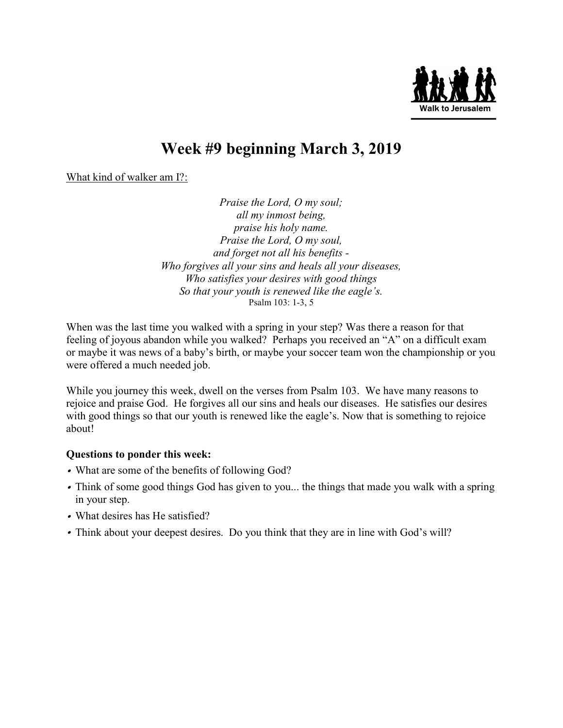# Week #9 beginning March 3, 2019

What kind of walker am I?:

*Praise the Lord, O my soul;*
*all my inmost being,*
*praise his holy name.*
*Praise the Lord, O my soul,*
*and forget not all his benefits -*
*Who forgives all your sins and heals all your diseases,*
*Who satisfies your desires with good things*
*So that your youth is renewed like the eagle's.*
Psalm 103: 1-3, 5

When was the last time you walked with a spring in your step? Was there a reason for that feeling of joyous abandon while you walked? Perhaps you received an "A" on a difficult exam or maybe it was news of a baby's birth, or maybe your soccer team won the championship or you were offered a much needed job.

While you journey this week, dwell on the verses from Psalm 103. We have many reasons to rejoice and praise God. He forgives all our sins and heals our diseases. He satisfies our desires with good things so that our youth is renewed like the eagle's. Now that is something to rejoice about!

**Questions to ponder this week:**

- What are some of the benefits of following God?
- Think of some good things God has given to you... the things that made you walk with a spring in your step.
- What desires has He satisfied?
- Think about your deepest desires. Do you think that they are in line with God's will?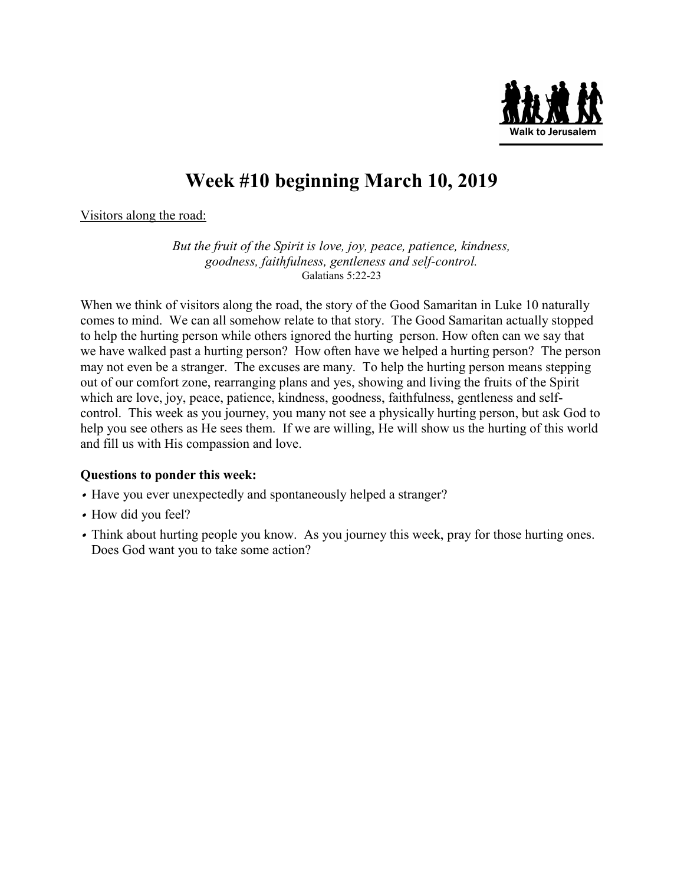Walk to Jerusalem

# Week #10 beginning March 10, 2019

Visitors along the road:

*But the fruit of the Spirit is love, joy, peace, patience, kindness, goodness, faithfulness, gentleness and self-control.*
Galatians 5:22-23

When we think of visitors along the road, the story of the Good Samaritan in Luke 10 naturally comes to mind. We can all somehow relate to that story. The Good Samaritan actually stopped to help the hurting person while others ignored the hurting person. How often can we say that we have walked past a hurting person? How often have we helped a hurting person? The person may not even be a stranger. The excuses are many. To help the hurting person means stepping out of our comfort zone, rearranging plans and yes, showing and living the fruits of the Spirit which are love, joy, peace, patience, kindness, goodness, faithfulness, gentleness and self-control. This week as you journey, you many not see a physically hurting person, but ask God to help you see others as He sees them. If we are willing, He will show us the hurting of this world and fill us with His compassion and love.

**Questions to ponder this week:**

- Have you ever unexpectedly and spontaneously helped a stranger?
- How did you feel?
- Think about hurting people you know. As you journey this week, pray for those hurting ones. Does God want you to take some action?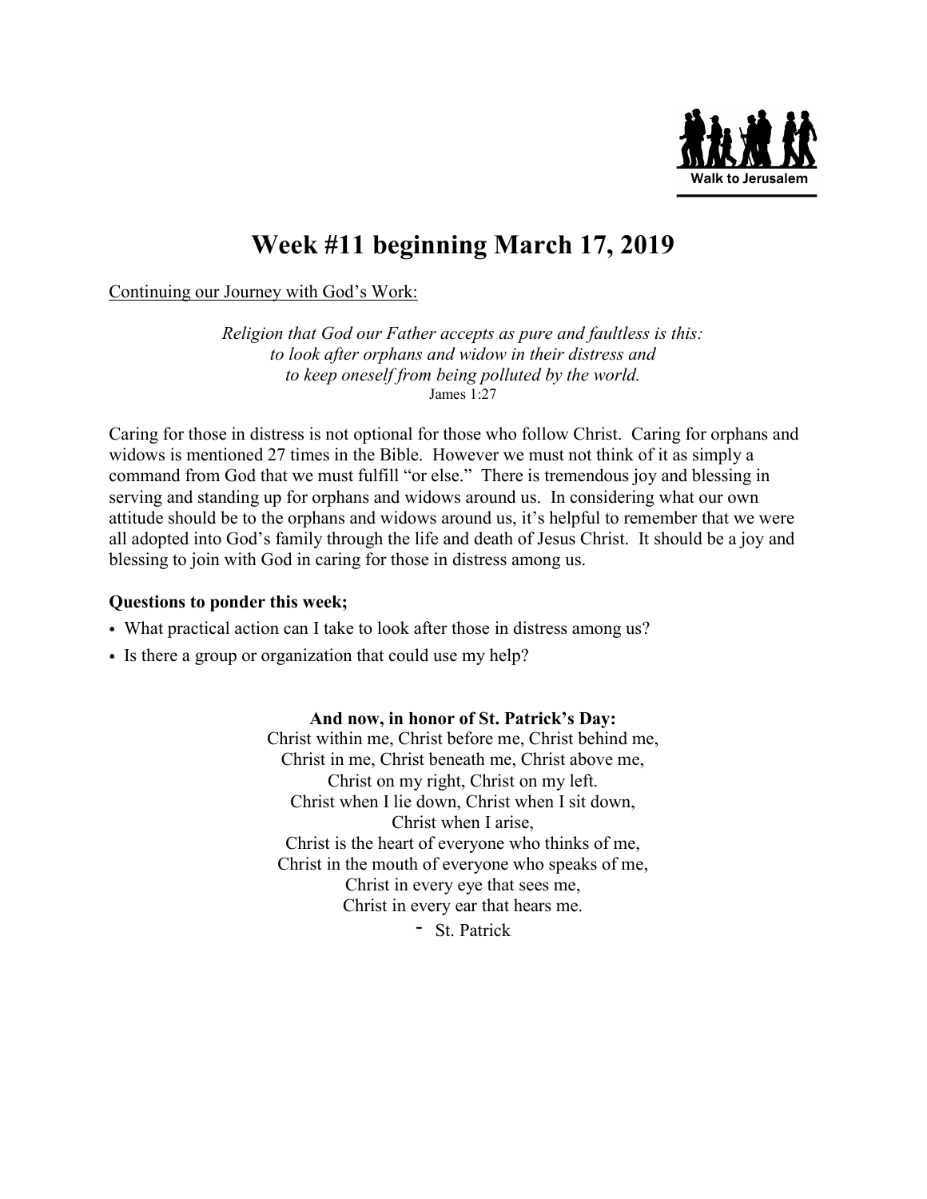Walk to Jerusalem

# Week #11 beginning March 17, 2019

Continuing our Journey with God's Work:

*Religion that God our Father accepts as pure and faultless is this:*
*to look after orphans and widow in their distress and*
*to keep oneself from being polluted by the world.*
James 1:27

Caring for those in distress is not optional for those who follow Christ. Caring for orphans and widows is mentioned 27 times in the Bible. However we must not think of it as simply a command from God that we must fulfill "or else." There is tremendous joy and blessing in serving and standing up for orphans and widows around us. In considering what our own attitude should be to the orphans and widows around us, it's helpful to remember that we were all adopted into God's family through the life and death of Jesus Christ. It should be a joy and blessing to join with God in caring for those in distress among us.

**Questions to ponder this week;**

- What practical action can I take to look after those in distress among us?
- Is there a group or organization that could use my help?

**And now, in honor of St. Patrick's Day:**

Christ within me, Christ before me, Christ behind me,
Christ in me, Christ beneath me, Christ above me,
Christ on my right, Christ on my left.
Christ when I lie down, Christ when I sit down,
Christ when I arise,
Christ is the heart of everyone who thinks of me,
Christ in the mouth of everyone who speaks of me,
Christ in every eye that sees me,
Christ in every ear that hears me.

- St. Patrick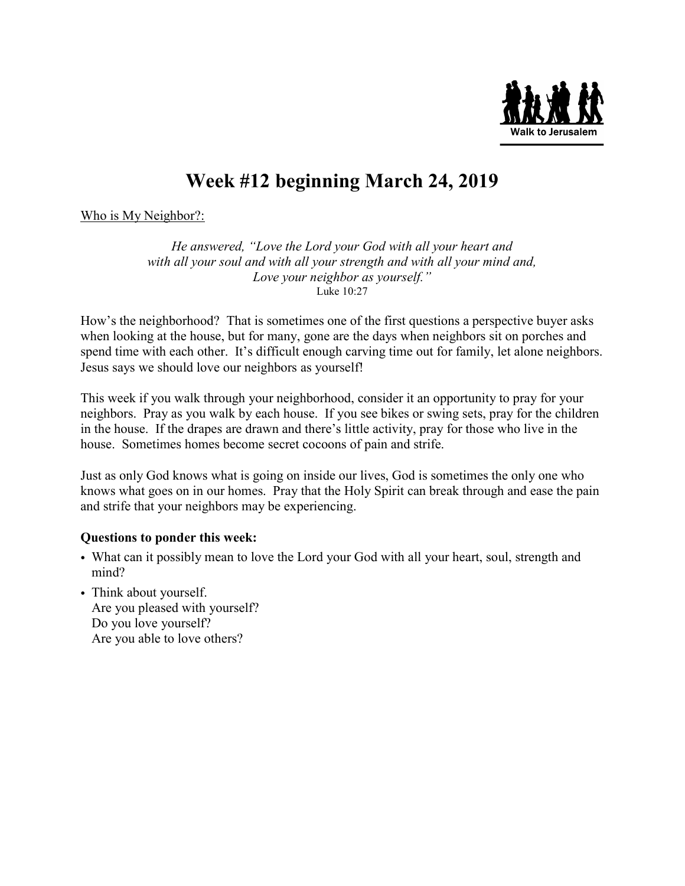Walk to Jerusalem

# Week #12 beginning March 24, 2019

Who is My Neighbor?:

*He answered, "Love the Lord your God with all your heart and with all your soul and with all your strength and with all your mind and, Love your neighbor as yourself."*
Luke 10:27

How's the neighborhood? That is sometimes one of the first questions a perspective buyer asks when looking at the house, but for many, gone are the days when neighbors sit on porches and spend time with each other. It's difficult enough carving time out for family, let alone neighbors. Jesus says we should love our neighbors as yourself!

This week if you walk through your neighborhood, consider it an opportunity to pray for your neighbors. Pray as you walk by each house. If you see bikes or swing sets, pray for the children in the house. If the drapes are drawn and there's little activity, pray for those who live in the house. Sometimes homes become secret cocoons of pain and strife.

Just as only God knows what is going on inside our lives, God is sometimes the only one who knows what goes on in our homes. Pray that the Holy Spirit can break through and ease the pain and strife that your neighbors may be experiencing.

**Questions to ponder this week:**

- What can it possibly mean to love the Lord your God with all your heart, soul, strength and mind?
- Think about yourself.
  Are you pleased with yourself?
  Do you love yourself?
  Are you able to love others?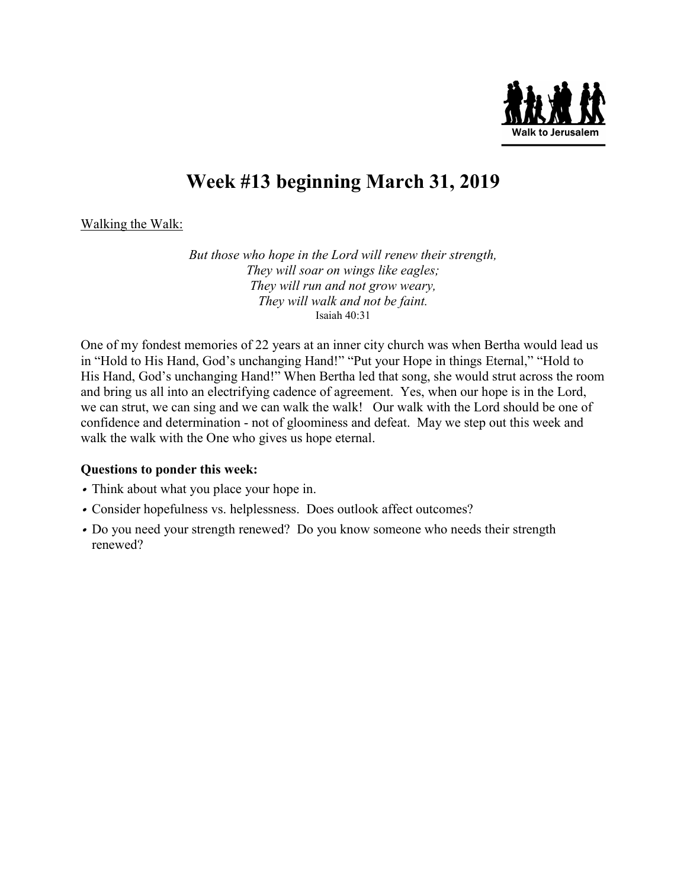Walk to Jerusalem

# Week #13 beginning March 31, 2019

Walking the Walk:

*But those who hope in the Lord will renew their strength,*
*They will soar on wings like eagles;*
*They will run and not grow weary,*
*They will walk and not be faint.*
Isaiah 40:31

One of my fondest memories of 22 years at an inner city church was when Bertha would lead us in "Hold to His Hand, God's unchanging Hand!" "Put your Hope in things Eternal," "Hold to His Hand, God's unchanging Hand!" When Bertha led that song, she would strut across the room and bring us all into an electrifying cadence of agreement. Yes, when our hope is in the Lord, we can strut, we can sing and we can walk the walk! Our walk with the Lord should be one of confidence and determination - not of gloominess and defeat. May we step out this week and walk the walk with the One who gives us hope eternal.

**Questions to ponder this week:**

- Think about what you place your hope in.
- Consider hopefulness vs. helplessness. Does outlook affect outcomes?
- Do you need your strength renewed? Do you know someone who needs their strength renewed?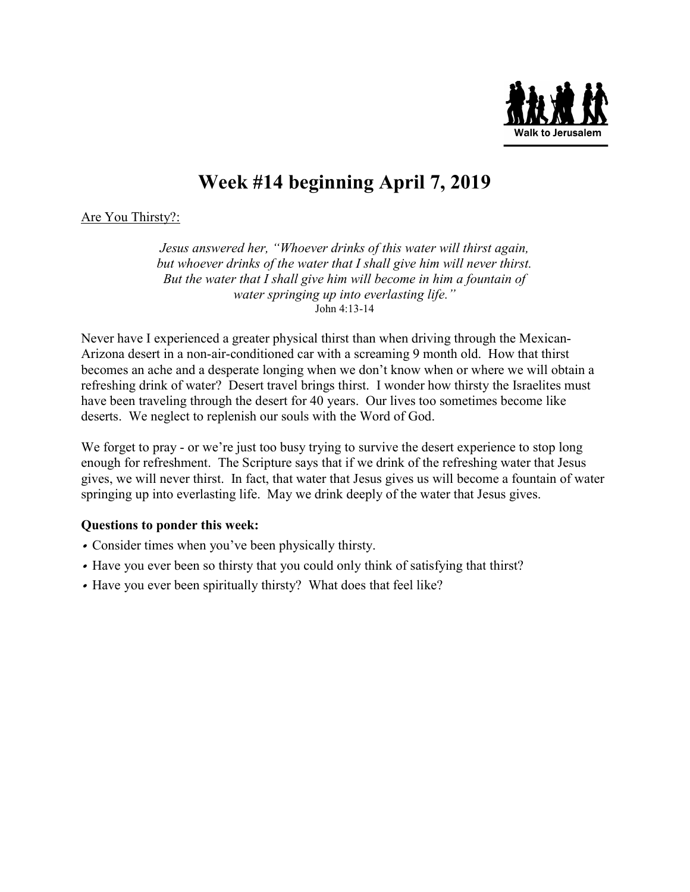Walk to Jerusalem

# Week #14 beginning April 7, 2019

<u>Are You Thirsty?:</u>

*Jesus answered her, "Whoever drinks of this water will thirst again, but whoever drinks of the water that I shall give him will never thirst. But the water that I shall give him will become in him a fountain of water springing up into everlasting life."*
John 4:13-14

Never have I experienced a greater physical thirst than when driving through the Mexican-Arizona desert in a non-air-conditioned car with a screaming 9 month old. How that thirst becomes an ache and a desperate longing when we don't know when or where we will obtain a refreshing drink of water? Desert travel brings thirst. I wonder how thirsty the Israelites must have been traveling through the desert for 40 years. Our lives too sometimes become like deserts. We neglect to replenish our souls with the Word of God.

We forget to pray - or we're just too busy trying to survive the desert experience to stop long enough for refreshment. The Scripture says that if we drink of the refreshing water that Jesus gives, we will never thirst. In fact, that water that Jesus gives us will become a fountain of water springing up into everlasting life. May we drink deeply of the water that Jesus gives.

**Questions to ponder this week:**

- Consider times when you've been physically thirsty.
- Have you ever been so thirsty that you could only think of satisfying that thirst?
- Have you ever been spiritually thirsty? What does that feel like?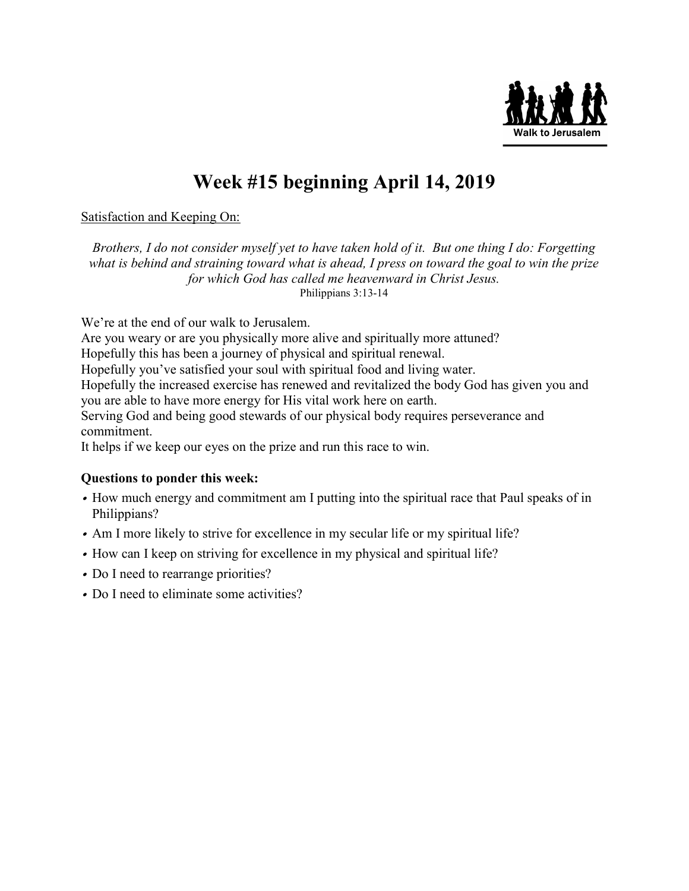Walk to Jerusalem

# Week #15 beginning April 14, 2019

Satisfaction and Keeping On:

*Brothers, I do not consider myself yet to have taken hold of it. But one thing I do: Forgetting what is behind and straining toward what is ahead, I press on toward the goal to win the prize for which God has called me heavenward in Christ Jesus.*
Philippians 3:13-14

We're at the end of our walk to Jerusalem.
Are you weary or are you physically more alive and spiritually more attuned?
Hopefully this has been a journey of physical and spiritual renewal.
Hopefully you've satisfied your soul with spiritual food and living water.
Hopefully the increased exercise has renewed and revitalized the body God has given you and you are able to have more energy for His vital work here on earth.
Serving God and being good stewards of our physical body requires perseverance and commitment.
It helps if we keep our eyes on the prize and run this race to win.

**Questions to ponder this week:**

- How much energy and commitment am I putting into the spiritual race that Paul speaks of in Philippians?
- Am I more likely to strive for excellence in my secular life or my spiritual life?
- How can I keep on striving for excellence in my physical and spiritual life?
- Do I need to rearrange priorities?
- Do I need to eliminate some activities?